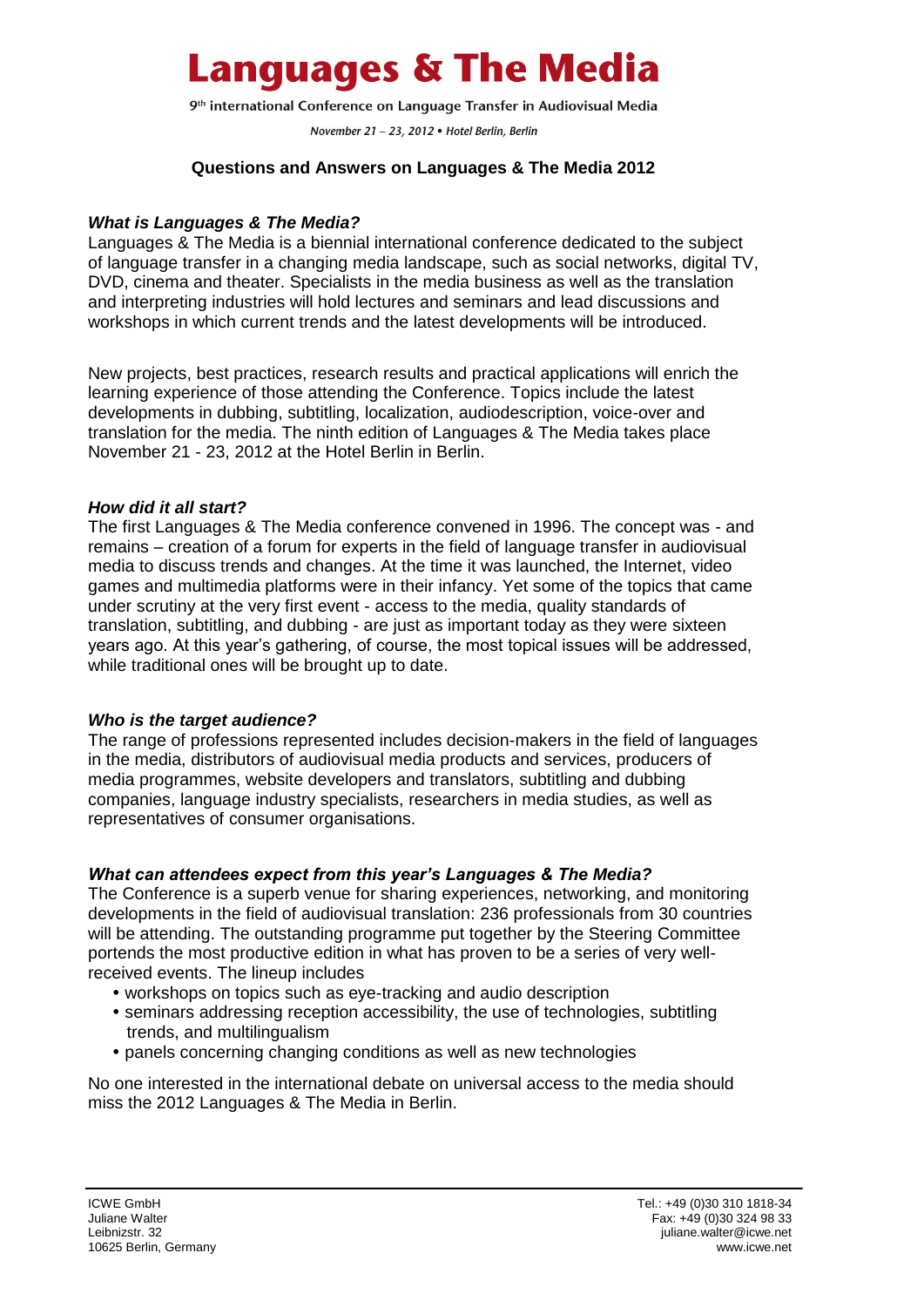# Languages & The Media

9th international Conference on Language Transfer in Audiovisual Media

*November 21 – 23, 2012 • Hotel Berlin, Berlin*

## Questions and Answers on Languages & The Media 2012

### *What is Languages & The Media?*

Languages & The Media is a biennial international conference dedicated to the subject of language transfer in a changing media landscape, such as social networks, digital TV, DVD, cinema and theater. Specialists in the media business as well as the translation and interpreting industries will hold lectures and seminars and lead discussions and workshops in which current trends and the latest developments will be introduced.

New projects, best practices, research results and practical applications will enrich the learning experience of those attending the Conference. Topics include the latest developments in dubbing, subtitling, localization, audiodescription, voice-over and translation for the media. The ninth edition of Languages & The Media takes place November 21 - 23, 2012 at the Hotel Berlin in Berlin.

### *How did it all start?*

The first Languages & The Media conference convened in 1996. The concept was - and remains – creation of a forum for experts in the field of language transfer in audiovisual media to discuss trends and changes. At the time it was launched, the Internet, video games and multimedia platforms were in their infancy. Yet some of the topics that came under scrutiny at the very first event - access to the media, quality standards of translation, subtitling, and dubbing - are just as important today as they were sixteen years ago. At this year's gathering, of course, the most topical issues will be addressed, while traditional ones will be brought up to date.

### *Who is the target audience?*

The range of professions represented includes decision-makers in the field of languages in the media, distributors of audiovisual media products and services, producers of media programmes, website developers and translators, subtitling and dubbing companies, language industry specialists, researchers in media studies, as well as representatives of consumer organisations.

### *What can attendees expect from this year's Languages & The Media?*

The Conference is a superb venue for sharing experiences, networking, and monitoring developments in the field of audiovisual translation: 236 professionals from 30 countries will be attending. The outstanding programme put together by the Steering Committee portends the most productive edition in what has proven to be a series of very well-received events. The lineup includes

- workshops on topics such as eye-tracking and audio description
- seminars addressing reception accessibility, the use of technologies, subtitling trends, and multilingualism
- panels concerning changing conditions as well as new technologies

No one interested in the international debate on universal access to the media should miss the 2012 Languages & The Media in Berlin.

ICWE GmbH
Juliane Walter
Leibnizstr. 32
10625 Berlin, Germany

Tel.: +49 (0)30 310 1818-34
Fax: +49 (0)30 324 98 33
juliane.walter@icwe.net
www.icwe.net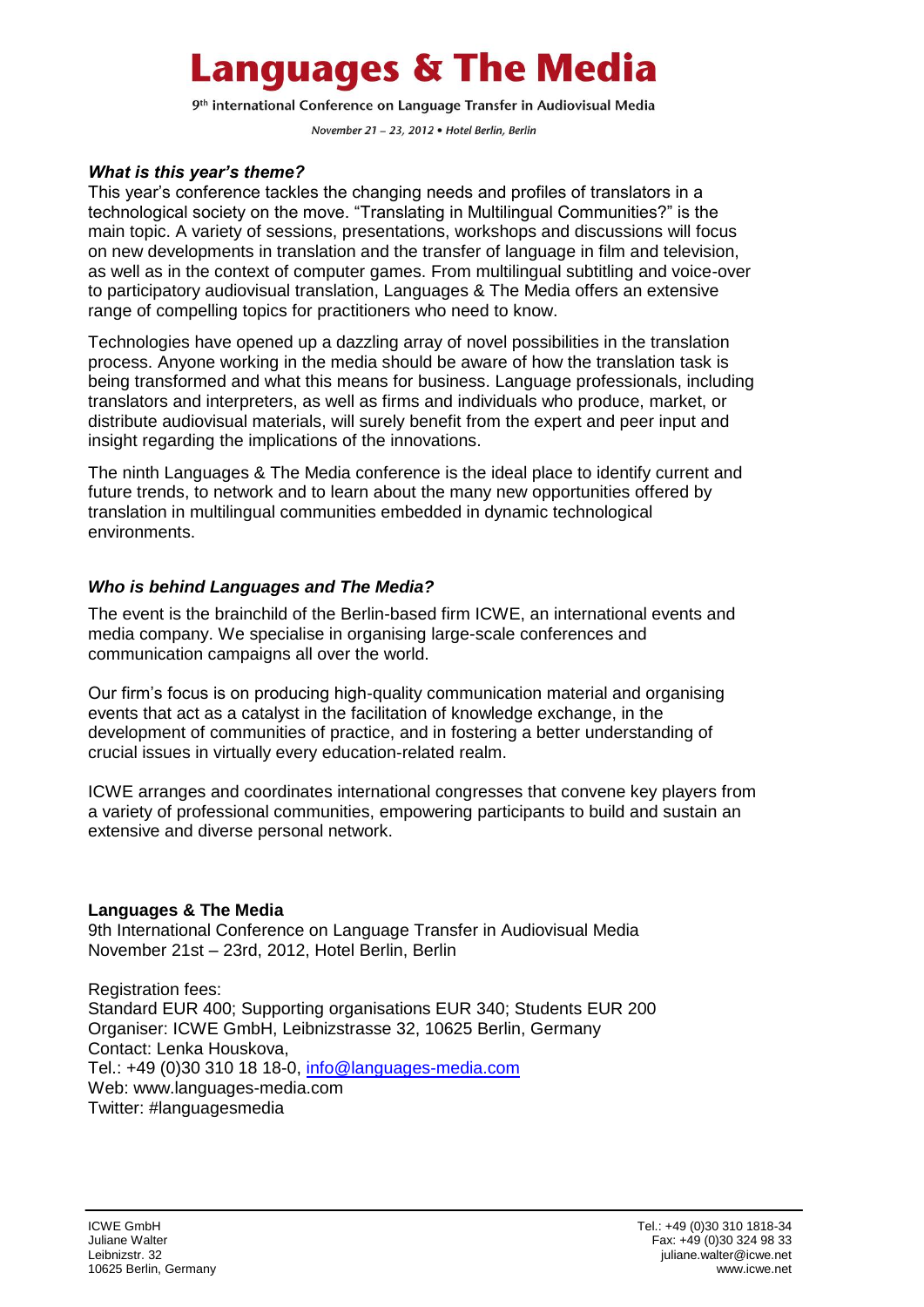# Languages & The Media

9th international Conference on Language Transfer in Audiovisual Media

*November 21 – 23, 2012 • Hotel Berlin, Berlin*

### *What is this year's theme?*

This year's conference tackles the changing needs and profiles of translators in a technological society on the move. "Translating in Multilingual Communities?" is the main topic. A variety of sessions, presentations, workshops and discussions will focus on new developments in translation and the transfer of language in film and television, as well as in the context of computer games. From multilingual subtitling and voice-over to participatory audiovisual translation, Languages & The Media offers an extensive range of compelling topics for practitioners who need to know.

Technologies have opened up a dazzling array of novel possibilities in the translation process. Anyone working in the media should be aware of how the translation task is being transformed and what this means for business. Language professionals, including translators and interpreters, as well as firms and individuals who produce, market, or distribute audiovisual materials, will surely benefit from the expert and peer input and insight regarding the implications of the innovations.

The ninth Languages & The Media conference is the ideal place to identify current and future trends, to network and to learn about the many new opportunities offered by translation in multilingual communities embedded in dynamic technological environments.

### *Who is behind Languages and The Media?*

The event is the brainchild of the Berlin-based firm ICWE, an international events and media company. We specialise in organising large-scale conferences and communication campaigns all over the world.

Our firm's focus is on producing high-quality communication material and organising events that act as a catalyst in the facilitation of knowledge exchange, in the development of communities of practice, and in fostering a better understanding of crucial issues in virtually every education-related realm.

ICWE arranges and coordinates international congresses that convene key players from a variety of professional communities, empowering participants to build and sustain an extensive and diverse personal network.

**Languages & The Media**
9th International Conference on Language Transfer in Audiovisual Media
November 21st – 23rd, 2012, Hotel Berlin, Berlin

Registration fees:
Standard EUR 400; Supporting organisations EUR 340; Students EUR 200
Organiser: ICWE GmbH, Leibnizstrasse 32, 10625 Berlin, Germany
Contact: Lenka Houskova,
Tel.: +49 (0)30 310 18 18-0, info@languages-media.com
Web: www.languages-media.com
Twitter: #languagesmedia

ICWE GmbH
Juliane Walter
Leibnizstr. 32
10625 Berlin, Germany

Tel.: +49 (0)30 310 1818-34
Fax: +49 (0)30 324 98 33
juliane.walter@icwe.net
www.icwe.net